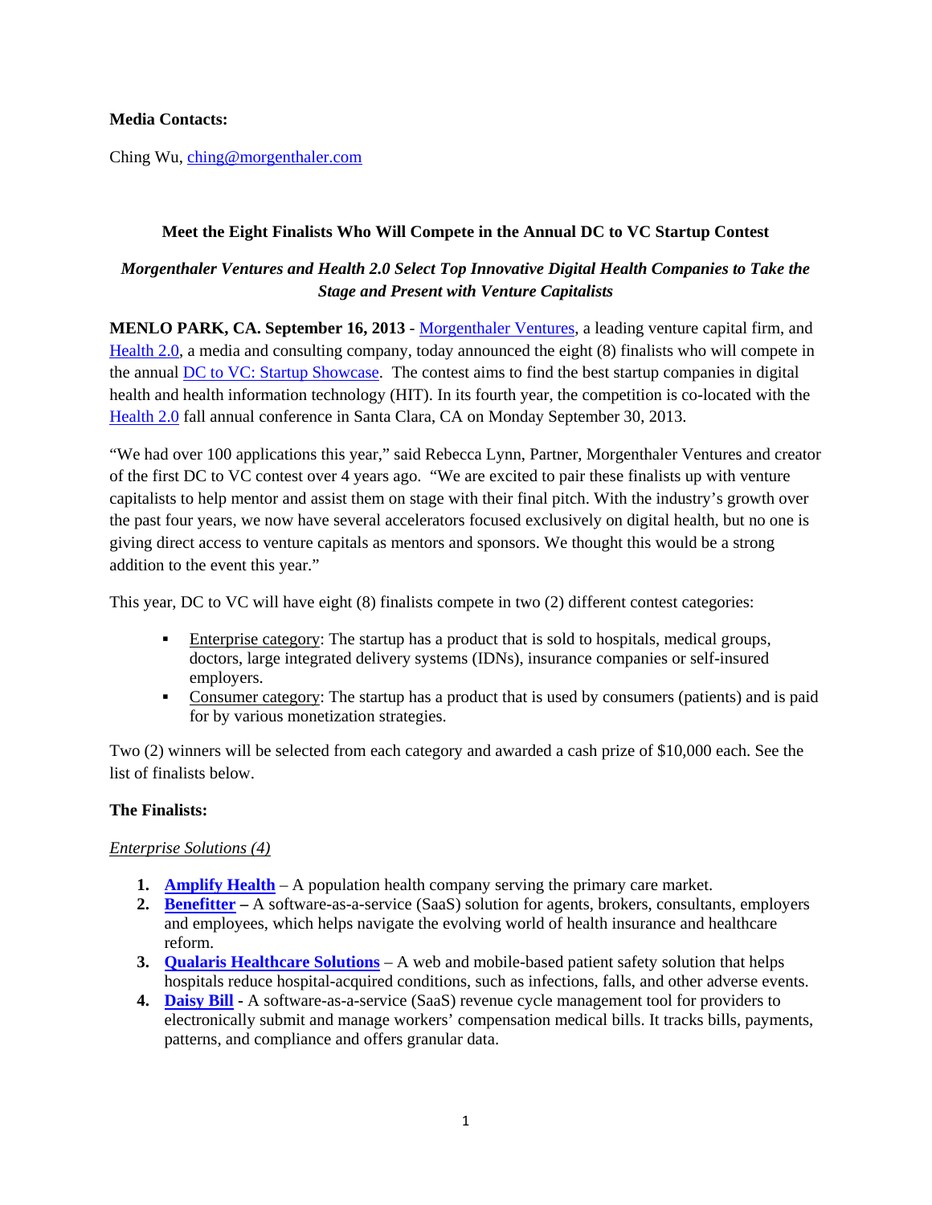**Media Contacts:**

Ching Wu, ching@morgenthaler.com

### Meet the Eight Finalists Who Will Compete in the Annual DC to VC Startup Contest

***Morgenthaler Ventures and Health 2.0 Select Top Innovative Digital Health Companies to Take the Stage and Present with Venture Capitalists***

**MENLO PARK, CA. September 16, 2013** - Morgenthaler Ventures, a leading venture capital firm, and Health 2.0, a media and consulting company, today announced the eight (8) finalists who will compete in the annual DC to VC: Startup Showcase. The contest aims to find the best startup companies in digital health and health information technology (HIT). In its fourth year, the competition is co-located with the Health 2.0 fall annual conference in Santa Clara, CA on Monday September 30, 2013.

"We had over 100 applications this year," said Rebecca Lynn, Partner, Morgenthaler Ventures and creator of the first DC to VC contest over 4 years ago. "We are excited to pair these finalists up with venture capitalists to help mentor and assist them on stage with their final pitch. With the industry's growth over the past four years, we now have several accelerators focused exclusively on digital health, but no one is giving direct access to venture capitals as mentors and sponsors. We thought this would be a strong addition to the event this year."

This year, DC to VC will have eight (8) finalists compete in two (2) different contest categories:

- Enterprise category: The startup has a product that is sold to hospitals, medical groups, doctors, large integrated delivery systems (IDNs), insurance companies or self-insured employers.
- Consumer category: The startup has a product that is used by consumers (patients) and is paid for by various monetization strategies.

Two (2) winners will be selected from each category and awarded a cash prize of $10,000 each. See the list of finalists below.

**The Finalists:**

*Enterprise Solutions (4)*

1. **Amplify Health** – A population health company serving the primary care market.
2. **Benefitter** – A software-as-a-service (SaaS) solution for agents, brokers, consultants, employers and employees, which helps navigate the evolving world of health insurance and healthcare reform.
3. **Qualaris Healthcare Solutions** – A web and mobile-based patient safety solution that helps hospitals reduce hospital-acquired conditions, such as infections, falls, and other adverse events.
4. **Daisy Bill** - A software-as-a-service (SaaS) revenue cycle management tool for providers to electronically submit and manage workers' compensation medical bills. It tracks bills, payments, patterns, and compliance and offers granular data.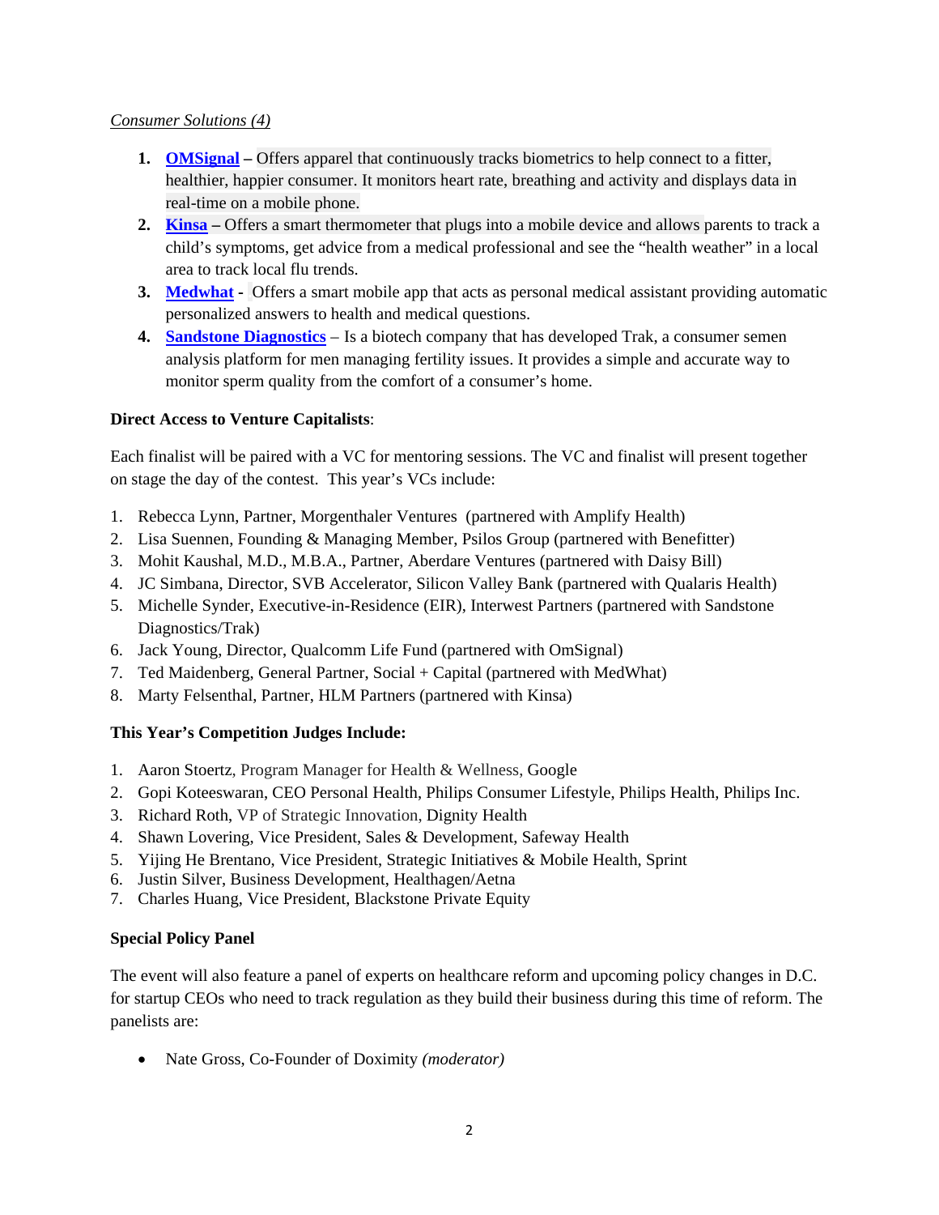*Consumer Solutions (4)*

1. **OMSignal –** Offers apparel that continuously tracks biometrics to help connect to a fitter, healthier, happier consumer. It monitors heart rate, breathing and activity and displays data in real-time on a mobile phone.
2. **Kinsa –** Offers a smart thermometer that plugs into a mobile device and allows parents to track a child's symptoms, get advice from a medical professional and see the "health weather" in a local area to track local flu trends.
3. **Medwhat** - Offers a smart mobile app that acts as personal medical assistant providing automatic personalized answers to health and medical questions.
4. **Sandstone Diagnostics** – Is a biotech company that has developed Trak, a consumer semen analysis platform for men managing fertility issues. It provides a simple and accurate way to monitor sperm quality from the comfort of a consumer's home.

**Direct Access to Venture Capitalists**:

Each finalist will be paired with a VC for mentoring sessions. The VC and finalist will present together on stage the day of the contest. This year's VCs include:

1. Rebecca Lynn, Partner, Morgenthaler Ventures (partnered with Amplify Health)
2. Lisa Suennen, Founding & Managing Member, Psilos Group (partnered with Benefitter)
3. Mohit Kaushal, M.D., M.B.A., Partner, Aberdare Ventures (partnered with Daisy Bill)
4. JC Simbana, Director, SVB Accelerator, Silicon Valley Bank (partnered with Qualaris Health)
5. Michelle Synder, Executive-in-Residence (EIR), Interwest Partners (partnered with Sandstone Diagnostics/Trak)
6. Jack Young, Director, Qualcomm Life Fund (partnered with OmSignal)
7. Ted Maidenberg, General Partner, Social + Capital (partnered with MedWhat)
8. Marty Felsenthal, Partner, HLM Partners (partnered with Kinsa)

**This Year's Competition Judges Include:**

1. Aaron Stoertz, Program Manager for Health & Wellness, Google
2. Gopi Koteeswaran, CEO Personal Health, Philips Consumer Lifestyle, Philips Health, Philips Inc.
3. Richard Roth, VP of Strategic Innovation, Dignity Health
4. Shawn Lovering, Vice President, Sales & Development, Safeway Health
5. Yijing He Brentano, Vice President, Strategic Initiatives & Mobile Health, Sprint
6. Justin Silver, Business Development, Healthagen/Aetna
7. Charles Huang, Vice President, Blackstone Private Equity

**Special Policy Panel**

The event will also feature a panel of experts on healthcare reform and upcoming policy changes in D.C. for startup CEOs who need to track regulation as they build their business during this time of reform. The panelists are:

- Nate Gross, Co-Founder of Doximity *(moderator)*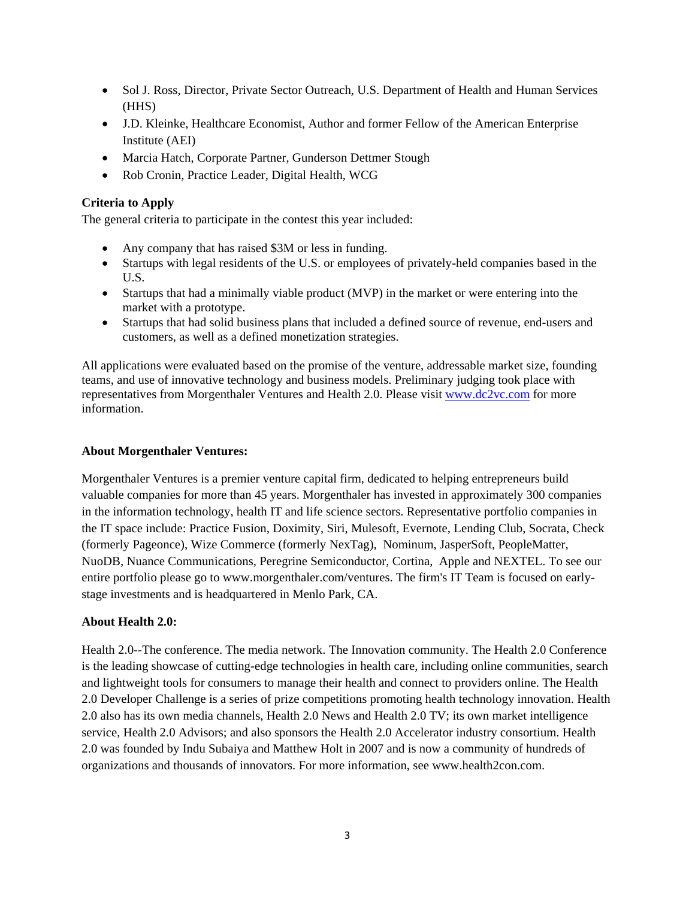- Sol J. Ross, Director, Private Sector Outreach, U.S. Department of Health and Human Services (HHS)
- J.D. Kleinke, Healthcare Economist, Author and former Fellow of the American Enterprise Institute (AEI)
- Marcia Hatch, Corporate Partner, Gunderson Dettmer Stough
- Rob Cronin, Practice Leader, Digital Health, WCG

**Criteria to Apply**

The general criteria to participate in the contest this year included:

- Any company that has raised $3M or less in funding.
- Startups with legal residents of the U.S. or employees of privately-held companies based in the U.S.
- Startups that had a minimally viable product (MVP) in the market or were entering into the market with a prototype.
- Startups that had solid business plans that included a defined source of revenue, end-users and customers, as well as a defined monetization strategies.

All applications were evaluated based on the promise of the venture, addressable market size, founding teams, and use of innovative technology and business models. Preliminary judging took place with representatives from Morgenthaler Ventures and Health 2.0. Please visit [www.dc2vc.com](http://www.dc2vc.com) for more information.

**About Morgenthaler Ventures:**

Morgenthaler Ventures is a premier venture capital firm, dedicated to helping entrepreneurs build valuable companies for more than 45 years. Morgenthaler has invested in approximately 300 companies in the information technology, health IT and life science sectors. Representative portfolio companies in the IT space include: Practice Fusion, Doximity, Siri, Mulesoft, Evernote, Lending Club, Socrata, Check (formerly Pageonce), Wize Commerce (formerly NexTag), Nominum, JasperSoft, PeopleMatter, NuoDB, Nuance Communications, Peregrine Semiconductor, Cortina, Apple and NEXTEL. To see our entire portfolio please go to www.morgenthaler.com/ventures. The firm's IT Team is focused on early-stage investments and is headquartered in Menlo Park, CA.

**About Health 2.0:**

Health 2.0--The conference. The media network. The Innovation community. The Health 2.0 Conference is the leading showcase of cutting-edge technologies in health care, including online communities, search and lightweight tools for consumers to manage their health and connect to providers online. The Health 2.0 Developer Challenge is a series of prize competitions promoting health technology innovation. Health 2.0 also has its own media channels, Health 2.0 News and Health 2.0 TV; its own market intelligence service, Health 2.0 Advisors; and also sponsors the Health 2.0 Accelerator industry consortium. Health 2.0 was founded by Indu Subaiya and Matthew Holt in 2007 and is now a community of hundreds of organizations and thousands of innovators. For more information, see www.health2con.com.